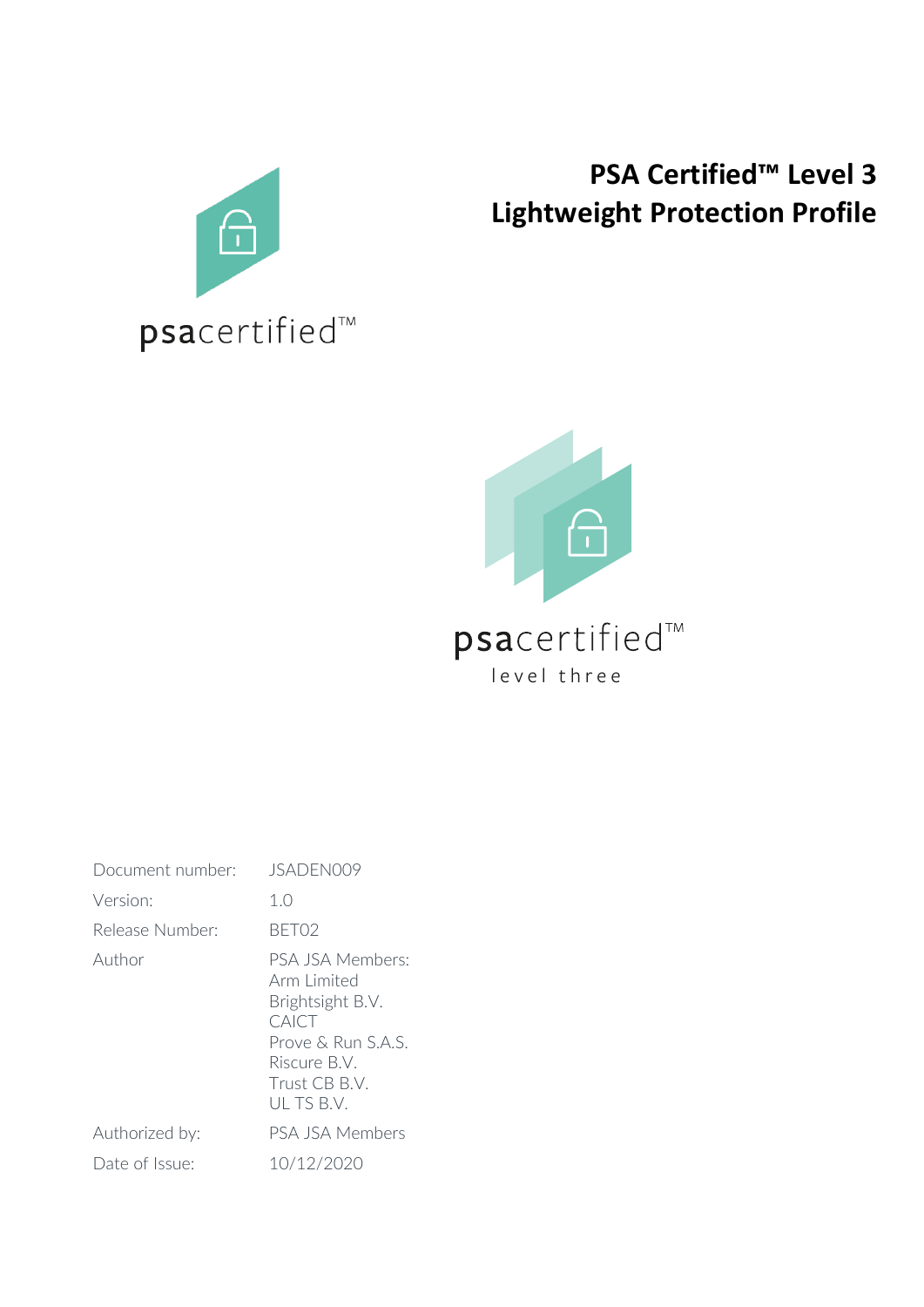# PSA Certified™ Level 3 Lightweight Protection Profile

| | |
|---|---|
| Document number: | JSADEN009 |
| Version: | 1.0 |
| Release Number: | BET02 |
| Author | PSA JSA Members:<br>Arm Limited<br>Brightsight B.V.<br>CAICT<br>Prove & Run S.A.S.<br>Riscure B.V.<br>Trust CB B.V.<br>UL TS B.V. |
| Authorized by: | PSA JSA Members |
| Date of Issue: | 10/12/2020 |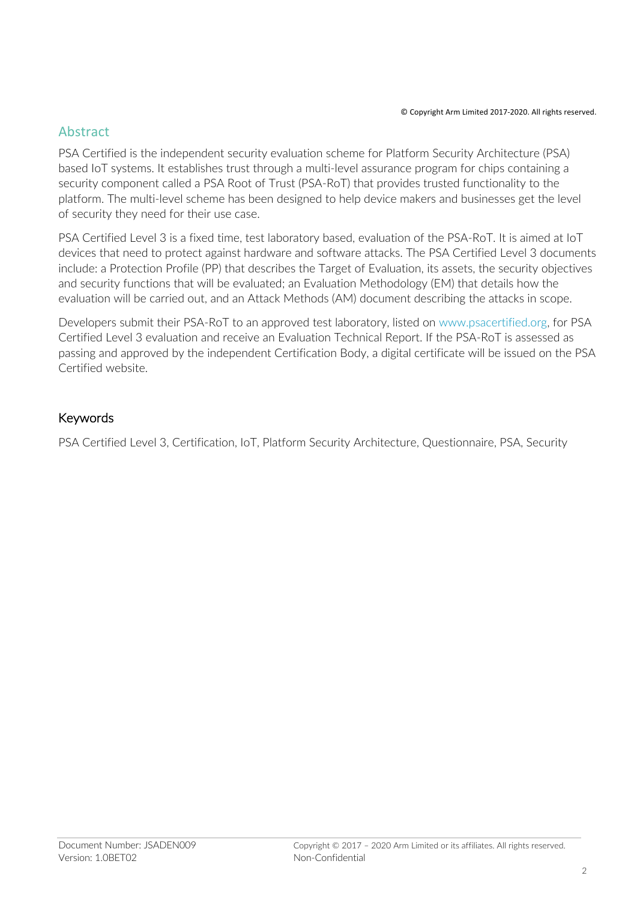© Copyright Arm Limited 2017-2020. All rights reserved.

## Abstract

PSA Certified is the independent security evaluation scheme for Platform Security Architecture (PSA) based IoT systems. It establishes trust through a multi-level assurance program for chips containing a security component called a PSA Root of Trust (PSA-RoT) that provides trusted functionality to the platform. The multi-level scheme has been designed to help device makers and businesses get the level of security they need for their use case.

PSA Certified Level 3 is a fixed time, test laboratory based, evaluation of the PSA-RoT. It is aimed at IoT devices that need to protect against hardware and software attacks. The PSA Certified Level 3 documents include: a Protection Profile (PP) that describes the Target of Evaluation, its assets, the security objectives and security functions that will be evaluated; an Evaluation Methodology (EM) that details how the evaluation will be carried out, and an Attack Methods (AM) document describing the attacks in scope.

Developers submit their PSA-RoT to an approved test laboratory, listed on www.psacertified.org, for PSA Certified Level 3 evaluation and receive an Evaluation Technical Report. If the PSA-RoT is assessed as passing and approved by the independent Certification Body, a digital certificate will be issued on the PSA Certified website.

## Keywords

PSA Certified Level 3, Certification, IoT, Platform Security Architecture, Questionnaire, PSA, Security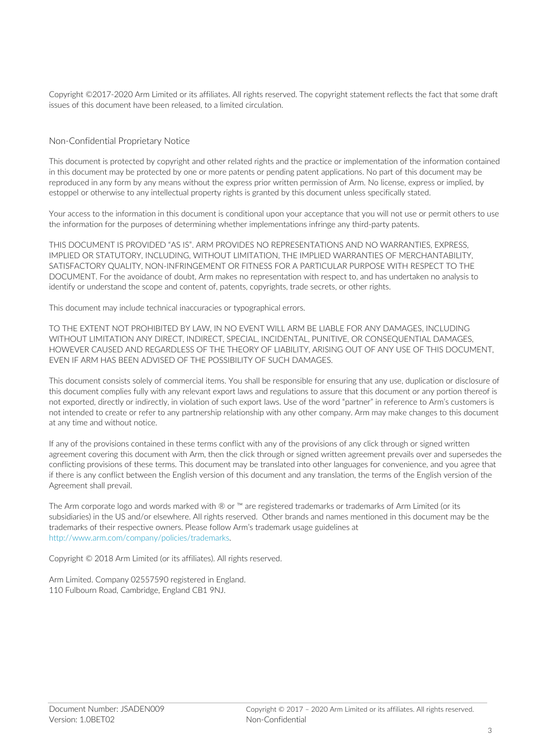Copyright ©2017-2020 Arm Limited or its affiliates. All rights reserved. The copyright statement reflects the fact that some draft issues of this document have been released, to a limited circulation.

## Non-Confidential Proprietary Notice

This document is protected by copyright and other related rights and the practice or implementation of the information contained in this document may be protected by one or more patents or pending patent applications. No part of this document may be reproduced in any form by any means without the express prior written permission of Arm. No license, express or implied, by estoppel or otherwise to any intellectual property rights is granted by this document unless specifically stated.

Your access to the information in this document is conditional upon your acceptance that you will not use or permit others to use the information for the purposes of determining whether implementations infringe any third-party patents.

THIS DOCUMENT IS PROVIDED "AS IS". ARM PROVIDES NO REPRESENTATIONS AND NO WARRANTIES, EXPRESS, IMPLIED OR STATUTORY, INCLUDING, WITHOUT LIMITATION, THE IMPLIED WARRANTIES OF MERCHANTABILITY, SATISFACTORY QUALITY, NON-INFRINGEMENT OR FITNESS FOR A PARTICULAR PURPOSE WITH RESPECT TO THE DOCUMENT. For the avoidance of doubt, Arm makes no representation with respect to, and has undertaken no analysis to identify or understand the scope and content of, patents, copyrights, trade secrets, or other rights.

This document may include technical inaccuracies or typographical errors.

TO THE EXTENT NOT PROHIBITED BY LAW, IN NO EVENT WILL ARM BE LIABLE FOR ANY DAMAGES, INCLUDING WITHOUT LIMITATION ANY DIRECT, INDIRECT, SPECIAL, INCIDENTAL, PUNITIVE, OR CONSEQUENTIAL DAMAGES, HOWEVER CAUSED AND REGARDLESS OF THE THEORY OF LIABILITY, ARISING OUT OF ANY USE OF THIS DOCUMENT, EVEN IF ARM HAS BEEN ADVISED OF THE POSSIBILITY OF SUCH DAMAGES.

This document consists solely of commercial items. You shall be responsible for ensuring that any use, duplication or disclosure of this document complies fully with any relevant export laws and regulations to assure that this document or any portion thereof is not exported, directly or indirectly, in violation of such export laws. Use of the word "partner" in reference to Arm's customers is not intended to create or refer to any partnership relationship with any other company. Arm may make changes to this document at any time and without notice.

If any of the provisions contained in these terms conflict with any of the provisions of any click through or signed written agreement covering this document with Arm, then the click through or signed written agreement prevails over and supersedes the conflicting provisions of these terms. This document may be translated into other languages for convenience, and you agree that if there is any conflict between the English version of this document and any translation, the terms of the English version of the Agreement shall prevail.

The Arm corporate logo and words marked with ® or ™ are registered trademarks or trademarks of Arm Limited (or its subsidiaries) in the US and/or elsewhere. All rights reserved. Other brands and names mentioned in this document may be the trademarks of their respective owners. Please follow Arm's trademark usage guidelines at http://www.arm.com/company/policies/trademarks.

Copyright © 2018 Arm Limited (or its affiliates). All rights reserved.

Arm Limited. Company 02557590 registered in England.
110 Fulbourn Road, Cambridge, England CB1 9NJ.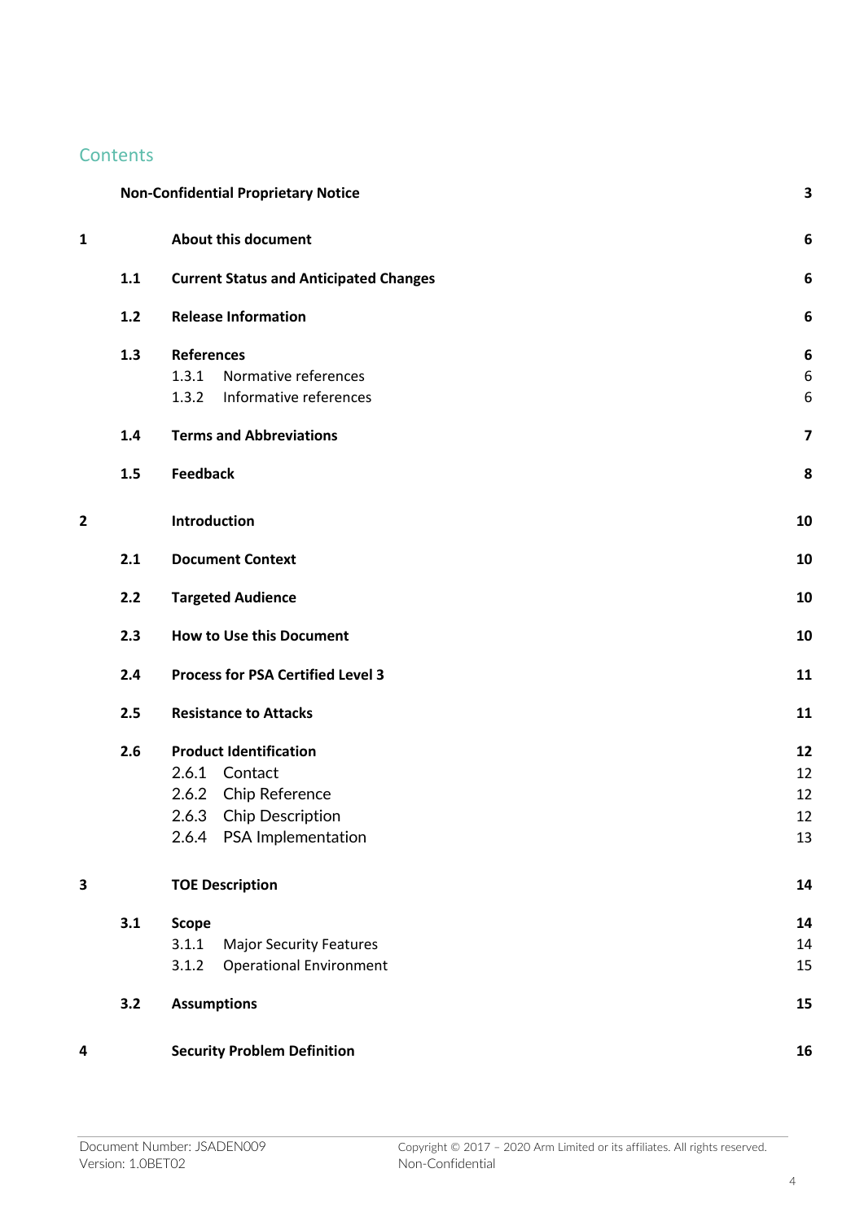## Contents

| | | | |
|---|---|---|---|
| | **Non-Confidential Proprietary Notice** | | **3** |
| **1** | | **About this document** | **6** |
| | **1.1** | **Current Status and Anticipated Changes** | **6** |
| | **1.2** | **Release Information** | **6** |
| | **1.3** | **References** | **6** |
| | | 1.3.1 Normative references | 6 |
| | | 1.3.2 Informative references | 6 |
| | **1.4** | **Terms and Abbreviations** | **7** |
| | **1.5** | **Feedback** | **8** |
| **2** | | **Introduction** | **10** |
| | **2.1** | **Document Context** | **10** |
| | **2.2** | **Targeted Audience** | **10** |
| | **2.3** | **How to Use this Document** | **10** |
| | **2.4** | **Process for PSA Certified Level 3** | **11** |
| | **2.5** | **Resistance to Attacks** | **11** |
| | **2.6** | **Product Identification** | **12** |
| | | 2.6.1 Contact | 12 |
| | | 2.6.2 Chip Reference | 12 |
| | | 2.6.3 Chip Description | 12 |
| | | 2.6.4 PSA Implementation | 13 |
| **3** | | **TOE Description** | **14** |
| | **3.1** | **Scope** | **14** |
| | | 3.1.1 Major Security Features | 14 |
| | | 3.1.2 Operational Environment | 15 |
| | **3.2** | **Assumptions** | **15** |
| **4** | | **Security Problem Definition** | **16** |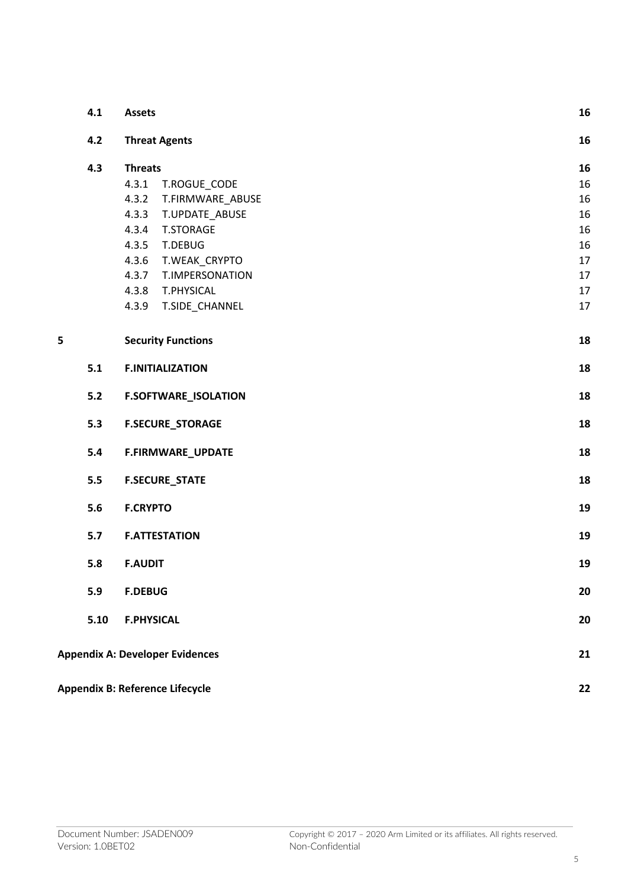| | | |
|---|---|---|
| **4.1** | **Assets** | **16** |
| **4.2** | **Threat Agents** | **16** |
| **4.3** | **Threats** | **16** |
| | 4.3.1 T.ROGUE_CODE | 16 |
| | 4.3.2 T.FIRMWARE_ABUSE | 16 |
| | 4.3.3 T.UPDATE_ABUSE | 16 |
| | 4.3.4 T.STORAGE | 16 |
| | 4.3.5 T.DEBUG | 16 |
| | 4.3.6 T.WEAK_CRYPTO | 17 |
| | 4.3.7 T.IMPERSONATION | 17 |
| | 4.3.8 T.PHYSICAL | 17 |
| | 4.3.9 T.SIDE_CHANNEL | 17 |
| **5** | **Security Functions** | **18** |
| **5.1** | **F.INITIALIZATION** | **18** |
| **5.2** | **F.SOFTWARE_ISOLATION** | **18** |
| **5.3** | **F.SECURE_STORAGE** | **18** |
| **5.4** | **F.FIRMWARE_UPDATE** | **18** |
| **5.5** | **F.SECURE_STATE** | **18** |
| **5.6** | **F.CRYPTO** | **19** |
| **5.7** | **F.ATTESTATION** | **19** |
| **5.8** | **F.AUDIT** | **19** |
| **5.9** | **F.DEBUG** | **20** |
| **5.10** | **F.PHYSICAL** | **20** |
| **Appendix A: Developer Evidences** | | **21** |
| **Appendix B: Reference Lifecycle** | | **22** |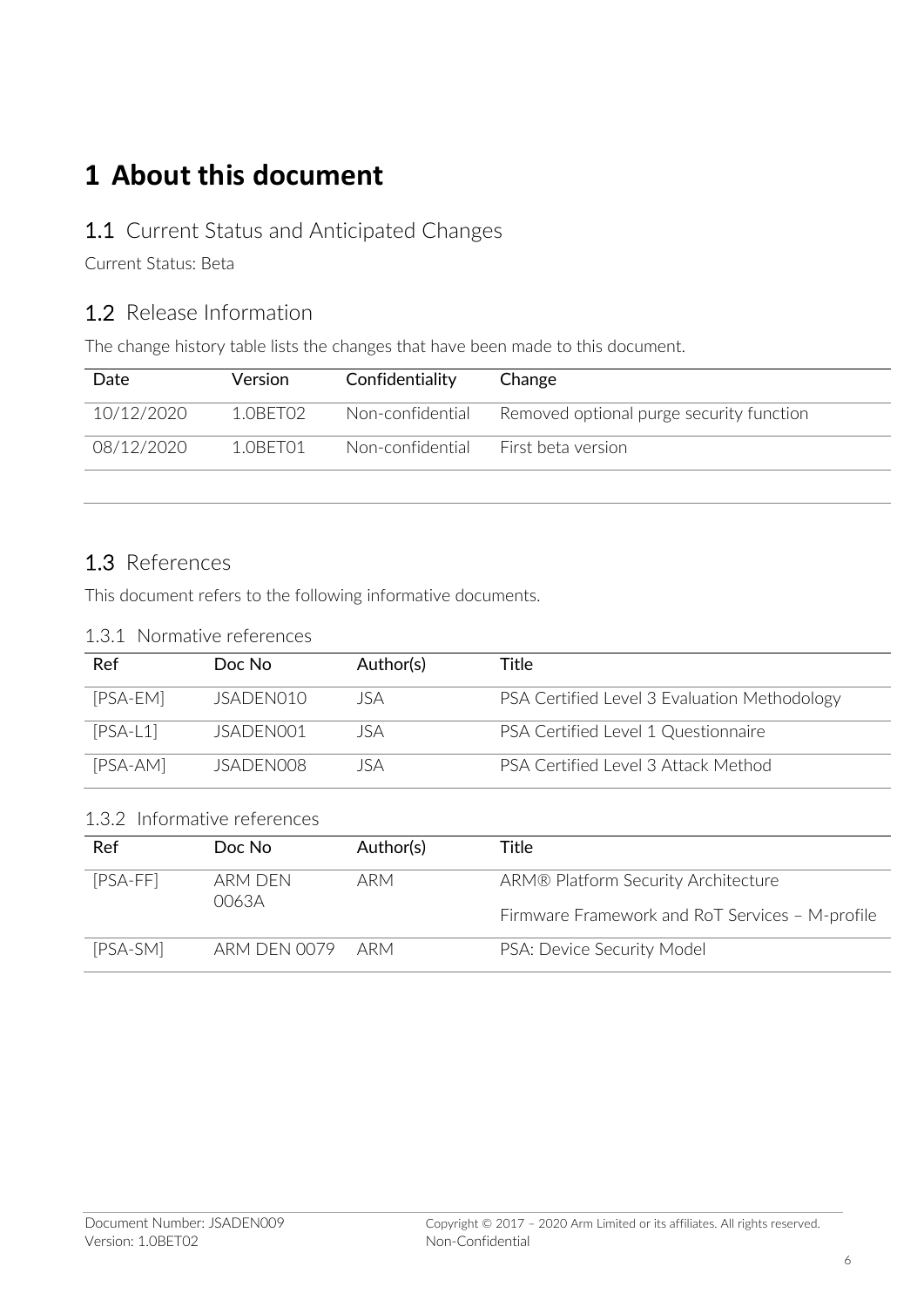# 1 About this document

## 1.1 Current Status and Anticipated Changes

Current Status: Beta

## 1.2 Release Information

The change history table lists the changes that have been made to this document.

| Date | Version | Confidentiality | Change |
|---|---|---|---|
| 10/12/2020 | 1.0BET02 | Non-confidential | Removed optional purge security function |
| 08/12/2020 | 1.0BET01 | Non-confidential | First beta version |

## 1.3 References

This document refers to the following informative documents.

### 1.3.1 Normative references

| Ref | Doc No | Author(s) | Title |
|---|---|---|---|
| [PSA-EM] | JSADEN010 | JSA | PSA Certified Level 3 Evaluation Methodology |
| [PSA-L1] | JSADEN001 | JSA | PSA Certified Level 1 Questionnaire |
| [PSA-AM] | JSADEN008 | JSA | PSA Certified Level 3 Attack Method |

### 1.3.2 Informative references

| Ref | Doc No | Author(s) | Title |
|---|---|---|---|
| [PSA-FF] | ARM DEN 0063A | ARM | ARM® Platform Security Architecture Firmware Framework and RoT Services – M-profile |
| [PSA-SM] | ARM DEN 0079 | ARM | PSA: Device Security Model |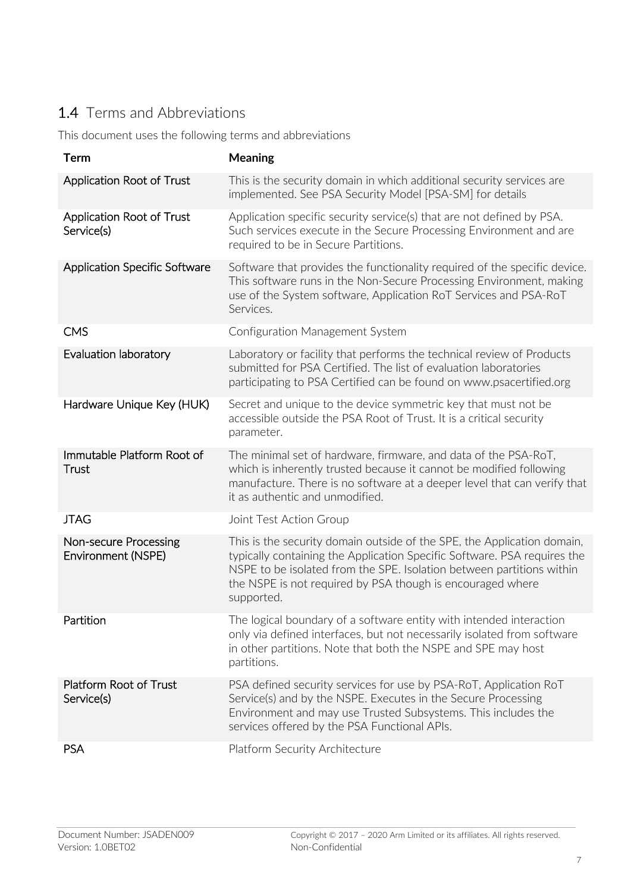## 1.4 Terms and Abbreviations

This document uses the following terms and abbreviations

| Term | Meaning |
|---|---|
| Application Root of Trust | This is the security domain in which additional security services are implemented. See PSA Security Model [PSA-SM] for details |
| Application Root of Trust Service(s) | Application specific security service(s) that are not defined by PSA. Such services execute in the Secure Processing Environment and are required to be in Secure Partitions. |
| Application Specific Software | Software that provides the functionality required of the specific device. This software runs in the Non-Secure Processing Environment, making use of the System software, Application RoT Services and PSA-RoT Services. |
| CMS | Configuration Management System |
| Evaluation laboratory | Laboratory or facility that performs the technical review of Products submitted for PSA Certified. The list of evaluation laboratories participating to PSA Certified can be found on www.psacertified.org |
| Hardware Unique Key (HUK) | Secret and unique to the device symmetric key that must not be accessible outside the PSA Root of Trust. It is a critical security parameter. |
| Immutable Platform Root of Trust | The minimal set of hardware, firmware, and data of the PSA-RoT, which is inherently trusted because it cannot be modified following manufacture. There is no software at a deeper level that can verify that it as authentic and unmodified. |
| JTAG | Joint Test Action Group |
| Non-secure Processing Environment (NSPE) | This is the security domain outside of the SPE, the Application domain, typically containing the Application Specific Software. PSA requires the NSPE to be isolated from the SPE. Isolation between partitions within the NSPE is not required by PSA though is encouraged where supported. |
| Partition | The logical boundary of a software entity with intended interaction only via defined interfaces, but not necessarily isolated from software in other partitions. Note that both the NSPE and SPE may host partitions. |
| Platform Root of Trust Service(s) | PSA defined security services for use by PSA-RoT, Application RoT Service(s) and by the NSPE. Executes in the Secure Processing Environment and may use Trusted Subsystems. This includes the services offered by the PSA Functional APIs. |
| PSA | Platform Security Architecture |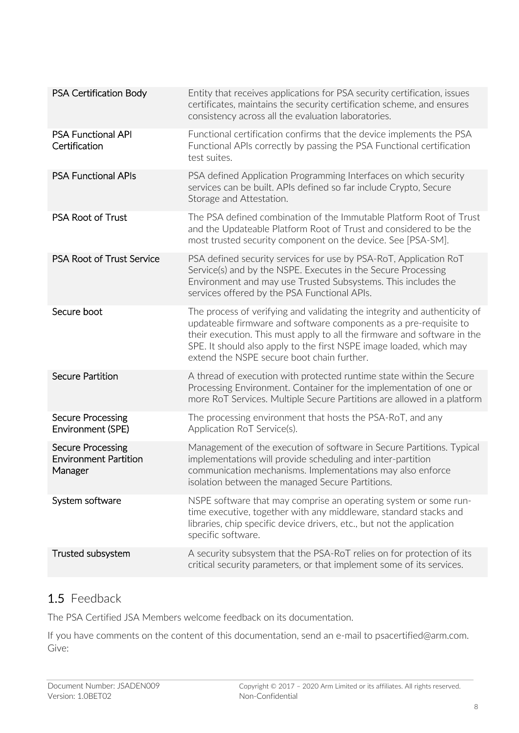| | |
|---|---|
| PSA Certification Body | Entity that receives applications for PSA security certification, issues certificates, maintains the security certification scheme, and ensures consistency across all the evaluation laboratories. |
| PSA Functional API Certification | Functional certification confirms that the device implements the PSA Functional APIs correctly by passing the PSA Functional certification test suites. |
| PSA Functional APIs | PSA defined Application Programming Interfaces on which security services can be built. APIs defined so far include Crypto, Secure Storage and Attestation. |
| PSA Root of Trust | The PSA defined combination of the Immutable Platform Root of Trust and the Updateable Platform Root of Trust and considered to be the most trusted security component on the device. See [PSA-SM]. |
| PSA Root of Trust Service | PSA defined security services for use by PSA-RoT, Application RoT Service(s) and by the NSPE. Executes in the Secure Processing Environment and may use Trusted Subsystems. This includes the services offered by the PSA Functional APIs. |
| Secure boot | The process of verifying and validating the integrity and authenticity of updateable firmware and software components as a pre-requisite to their execution. This must apply to all the firmware and software in the SPE. It should also apply to the first NSPE image loaded, which may extend the NSPE secure boot chain further. |
| Secure Partition | A thread of execution with protected runtime state within the Secure Processing Environment. Container for the implementation of one or more RoT Services. Multiple Secure Partitions are allowed in a platform |
| Secure Processing Environment (SPE) | The processing environment that hosts the PSA-RoT, and any Application RoT Service(s). |
| Secure Processing Environment Partition Manager | Management of the execution of software in Secure Partitions. Typical implementations will provide scheduling and inter-partition communication mechanisms. Implementations may also enforce isolation between the managed Secure Partitions. |
| System software | NSPE software that may comprise an operating system or some run-time executive, together with any middleware, standard stacks and libraries, chip specific device drivers, etc., but not the application specific software. |
| Trusted subsystem | A security subsystem that the PSA-RoT relies on for protection of its critical security parameters, or that implement some of its services. |

## 1.5 Feedback

The PSA Certified JSA Members welcome feedback on its documentation.

If you have comments on the content of this documentation, send an e-mail to psacertified@arm.com. Give: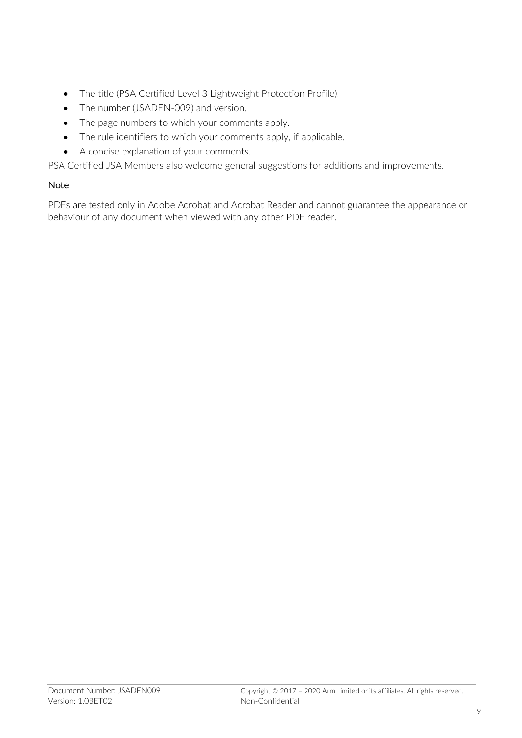- The title (PSA Certified Level 3 Lightweight Protection Profile).
- The number (JSADEN-009) and version.
- The page numbers to which your comments apply.
- The rule identifiers to which your comments apply, if applicable.
- A concise explanation of your comments.

PSA Certified JSA Members also welcome general suggestions for additions and improvements.

### Note

PDFs are tested only in Adobe Acrobat and Acrobat Reader and cannot guarantee the appearance or behaviour of any document when viewed with any other PDF reader.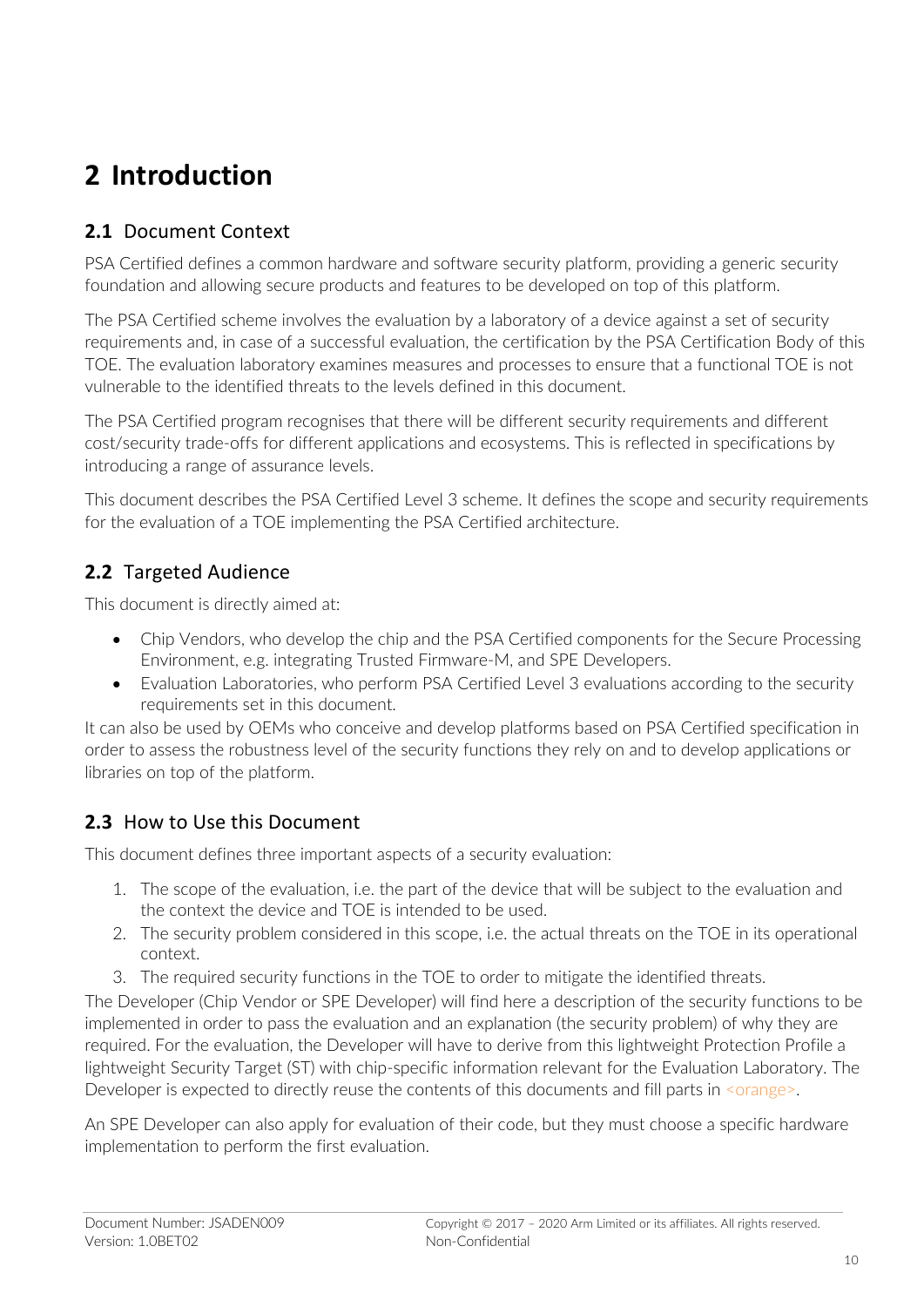# 2 Introduction

## 2.1 Document Context

PSA Certified defines a common hardware and software security platform, providing a generic security foundation and allowing secure products and features to be developed on top of this platform.

The PSA Certified scheme involves the evaluation by a laboratory of a device against a set of security requirements and, in case of a successful evaluation, the certification by the PSA Certification Body of this TOE. The evaluation laboratory examines measures and processes to ensure that a functional TOE is not vulnerable to the identified threats to the levels defined in this document.

The PSA Certified program recognises that there will be different security requirements and different cost/security trade-offs for different applications and ecosystems. This is reflected in specifications by introducing a range of assurance levels.

This document describes the PSA Certified Level 3 scheme. It defines the scope and security requirements for the evaluation of a TOE implementing the PSA Certified architecture.

## 2.2 Targeted Audience

This document is directly aimed at:

- Chip Vendors, who develop the chip and the PSA Certified components for the Secure Processing Environment, e.g. integrating Trusted Firmware-M, and SPE Developers.
- Evaluation Laboratories, who perform PSA Certified Level 3 evaluations according to the security requirements set in this document.

It can also be used by OEMs who conceive and develop platforms based on PSA Certified specification in order to assess the robustness level of the security functions they rely on and to develop applications or libraries on top of the platform.

## 2.3 How to Use this Document

This document defines three important aspects of a security evaluation:

1. The scope of the evaluation, i.e. the part of the device that will be subject to the evaluation and the context the device and TOE is intended to be used.
2. The security problem considered in this scope, i.e. the actual threats on the TOE in its operational context.
3. The required security functions in the TOE to order to mitigate the identified threats.

The Developer (Chip Vendor or SPE Developer) will find here a description of the security functions to be implemented in order to pass the evaluation and an explanation (the security problem) of why they are required. For the evaluation, the Developer will have to derive from this lightweight Protection Profile a lightweight Security Target (ST) with chip-specific information relevant for the Evaluation Laboratory. The Developer is expected to directly reuse the contents of this documents and fill parts in <orange>.

An SPE Developer can also apply for evaluation of their code, but they must choose a specific hardware implementation to perform the first evaluation.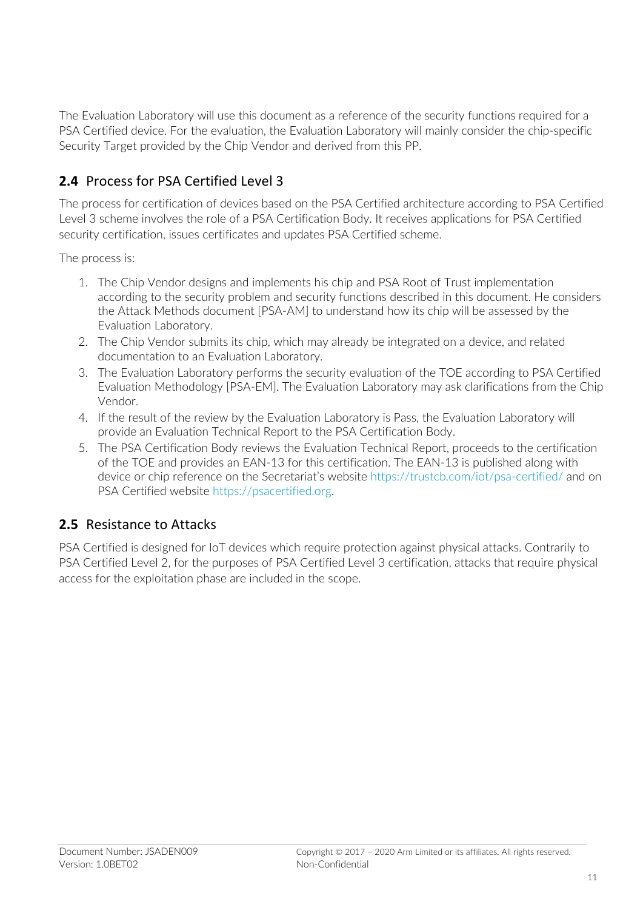The Evaluation Laboratory will use this document as a reference of the security functions required for a PSA Certified device. For the evaluation, the Evaluation Laboratory will mainly consider the chip-specific Security Target provided by the Chip Vendor and derived from this PP.

## 2.4 Process for PSA Certified Level 3

The process for certification of devices based on the PSA Certified architecture according to PSA Certified Level 3 scheme involves the role of a PSA Certification Body. It receives applications for PSA Certified security certification, issues certificates and updates PSA Certified scheme.

The process is:

1. The Chip Vendor designs and implements his chip and PSA Root of Trust implementation according to the security problem and security functions described in this document. He considers the Attack Methods document [PSA-AM] to understand how its chip will be assessed by the Evaluation Laboratory.
2. The Chip Vendor submits its chip, which may already be integrated on a device, and related documentation to an Evaluation Laboratory.
3. The Evaluation Laboratory performs the security evaluation of the TOE according to PSA Certified Evaluation Methodology [PSA-EM]. The Evaluation Laboratory may ask clarifications from the Chip Vendor.
4. If the result of the review by the Evaluation Laboratory is Pass, the Evaluation Laboratory will provide an Evaluation Technical Report to the PSA Certification Body.
5. The PSA Certification Body reviews the Evaluation Technical Report, proceeds to the certification of the TOE and provides an EAN-13 for this certification. The EAN-13 is published along with device or chip reference on the Secretariat's website https://trustcb.com/iot/psa-certified/ and on PSA Certified website https://psacertified.org.

## 2.5 Resistance to Attacks

PSA Certified is designed for IoT devices which require protection against physical attacks. Contrarily to PSA Certified Level 2, for the purposes of PSA Certified Level 3 certification, attacks that require physical access for the exploitation phase are included in the scope.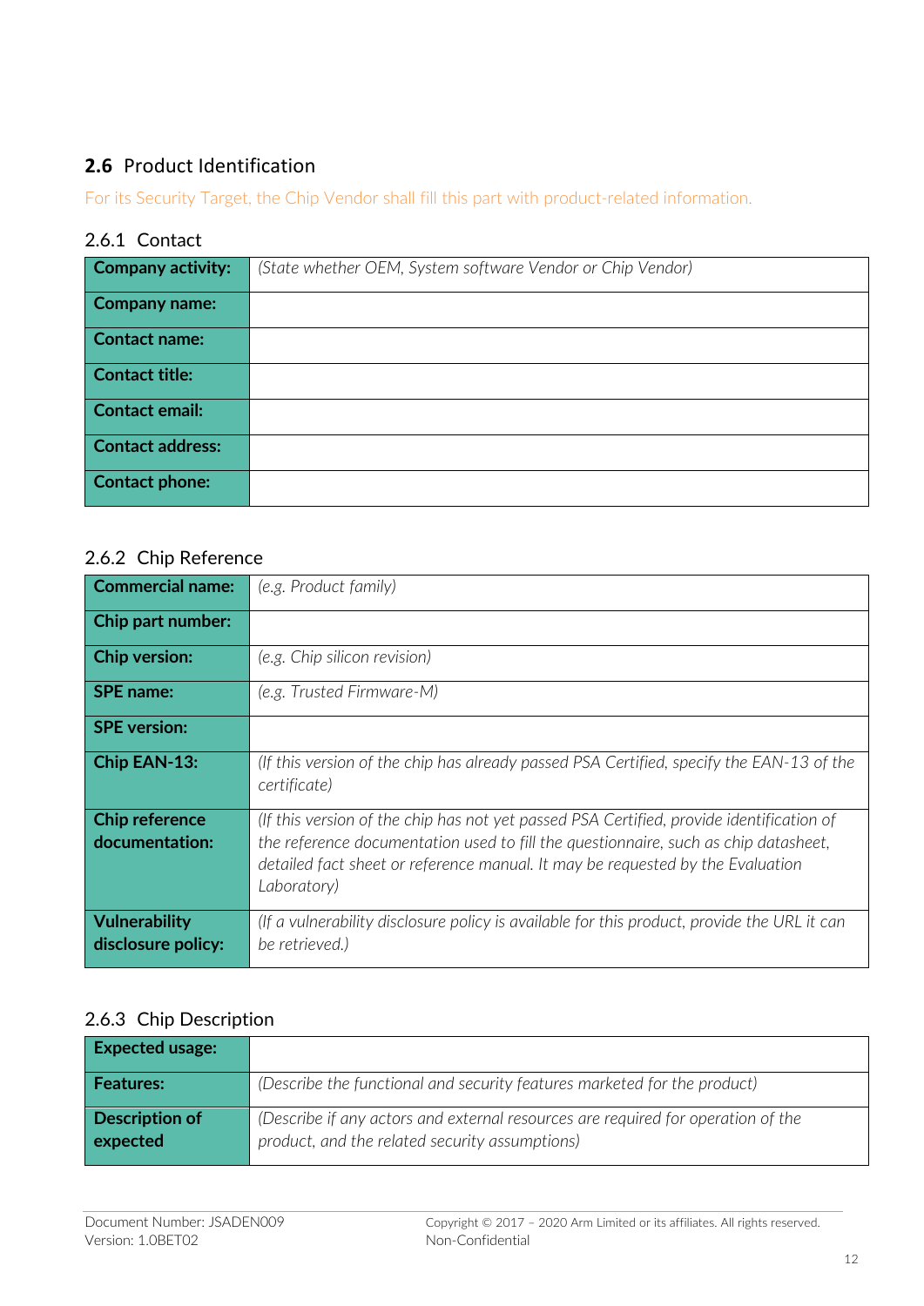## 2.6 Product Identification

For its Security Target, the Chip Vendor shall fill this part with product-related information.

### 2.6.1 Contact

| **Company activity:** | *(State whether OEM, System software Vendor or Chip Vendor)* |
|---|---|
| **Company name:** | |
| **Contact name:** | |
| **Contact title:** | |
| **Contact email:** | |
| **Contact address:** | |
| **Contact phone:** | |

### 2.6.2 Chip Reference

| **Commercial name:** | *(e.g. Product family)* |
|---|---|
| **Chip part number:** | |
| **Chip version:** | *(e.g. Chip silicon revision)* |
| **SPE name:** | *(e.g. Trusted Firmware-M)* |
| **SPE version:** | |
| **Chip EAN-13:** | *(If this version of the chip has already passed PSA Certified, specify the EAN-13 of the certificate)* |
| **Chip reference documentation:** | *(If this version of the chip has not yet passed PSA Certified, provide identification of the reference documentation used to fill the questionnaire, such as chip datasheet, detailed fact sheet or reference manual. It may be requested by the Evaluation Laboratory)* |
| **Vulnerability disclosure policy:** | *(If a vulnerability disclosure policy is available for this product, provide the URL it can be retrieved.)* |

### 2.6.3 Chip Description

| **Expected usage:** | |
|---|---|
| **Features:** | *(Describe the functional and security features marketed for the product)* |
| **Description of expected** | *(Describe if any actors and external resources are required for operation of the product, and the related security assumptions)* |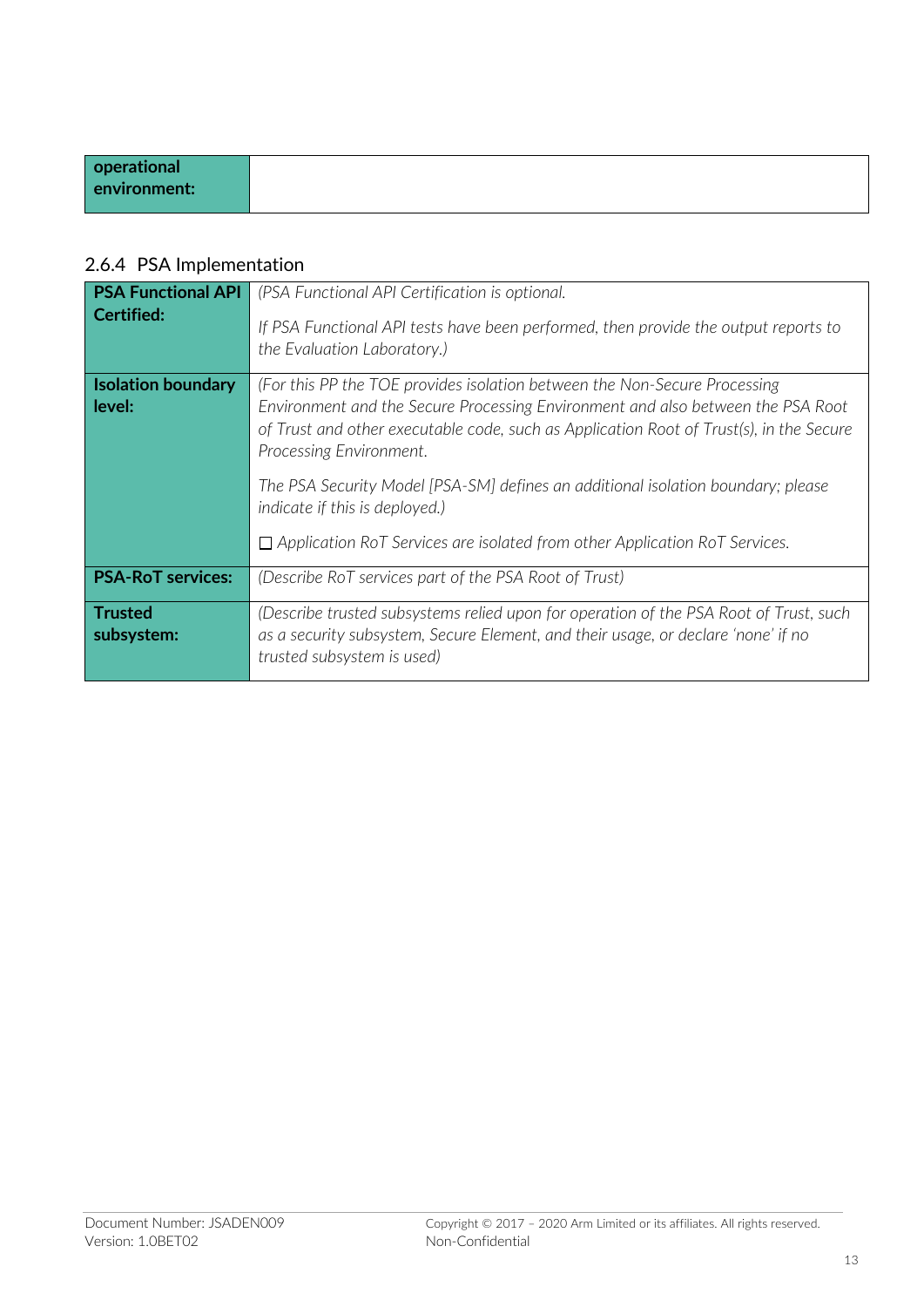| **operational environment:** | |
|---|---|

### 2.6.4 PSA Implementation

| **PSA Functional API Certified:** | *(PSA Functional API Certification is optional.*<br><br>*If PSA Functional API tests have been performed, then provide the output reports to the Evaluation Laboratory.)* |
|---|---|
| **Isolation boundary level:** | *(For this PP the TOE provides isolation between the Non-Secure Processing Environment and the Secure Processing Environment and also between the PSA Root of Trust and other executable code, such as Application Root of Trust(s), in the Secure Processing Environment.*<br><br>*The PSA Security Model [PSA-SM] defines an additional isolation boundary; please indicate if this is deployed.)*<br><br>☐ *Application RoT Services are isolated from other Application RoT Services.* |
| **PSA-RoT services:** | *(Describe RoT services part of the PSA Root of Trust)* |
| **Trusted subsystem:** | *(Describe trusted subsystems relied upon for operation of the PSA Root of Trust, such as a security subsystem, Secure Element, and their usage, or declare 'none' if no trusted subsystem is used)* |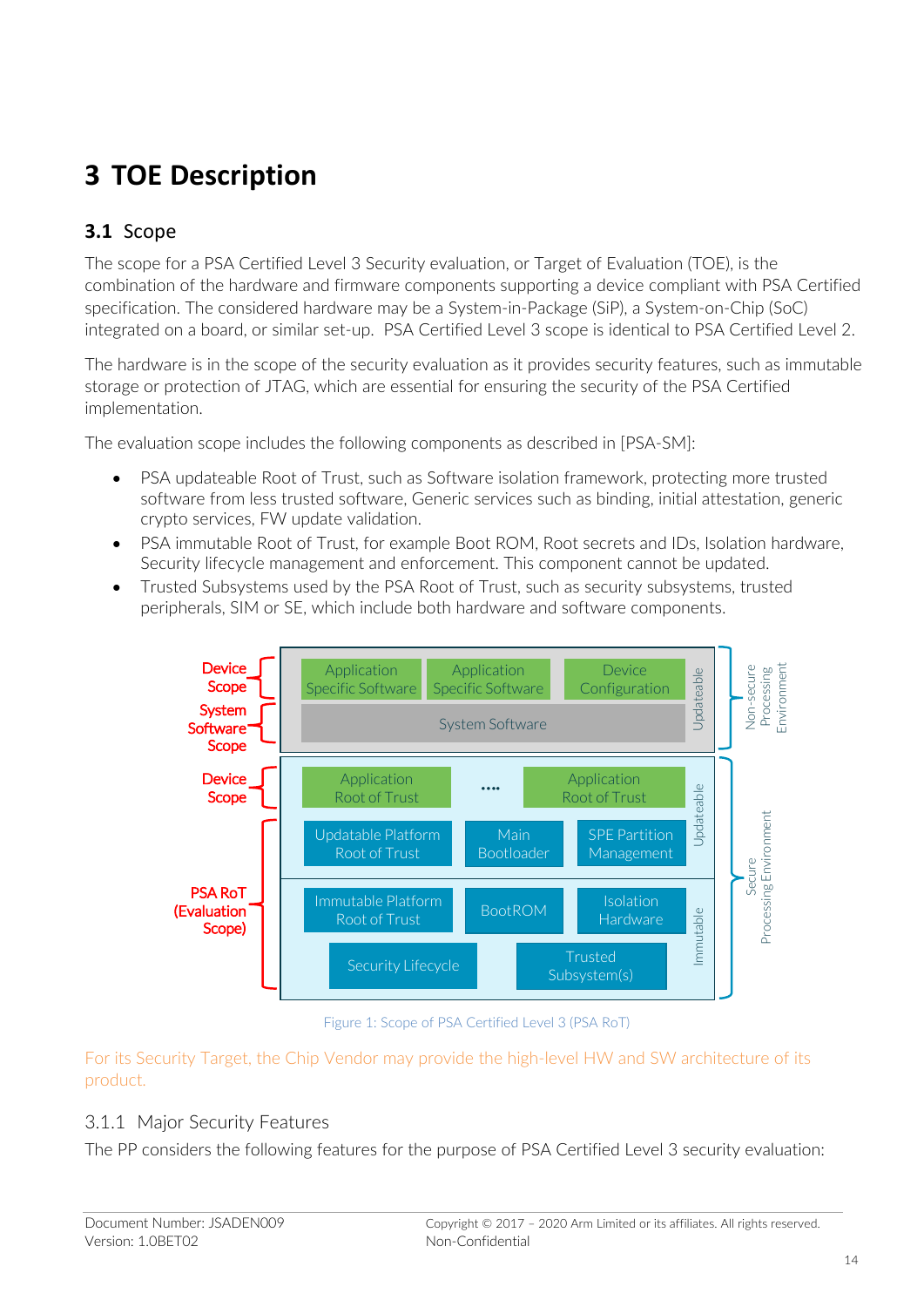# 3 TOE Description

## 3.1 Scope

The scope for a PSA Certified Level 3 Security evaluation, or Target of Evaluation (TOE), is the combination of the hardware and firmware components supporting a device compliant with PSA Certified specification. The considered hardware may be a System-in-Package (SiP), a System-on-Chip (SoC) integrated on a board, or similar set-up. PSA Certified Level 3 scope is identical to PSA Certified Level 2.

The hardware is in the scope of the security evaluation as it provides security features, such as immutable storage or protection of JTAG, which are essential for ensuring the security of the PSA Certified implementation.

The evaluation scope includes the following components as described in [PSA-SM]:

- PSA updateable Root of Trust, such as Software isolation framework, protecting more trusted software from less trusted software, Generic services such as binding, initial attestation, generic crypto services, FW update validation.
- PSA immutable Root of Trust, for example Boot ROM, Root secrets and IDs, Isolation hardware, Security lifecycle management and enforcement. This component cannot be updated.
- Trusted Subsystems used by the PSA Root of Trust, such as security subsystems, trusted peripherals, SIM or SE, which include both hardware and software components.

Figure 1: Scope of PSA Certified Level 3 (PSA RoT)

For its Security Target, the Chip Vendor may provide the high-level HW and SW architecture of its product.

### 3.1.1 Major Security Features

The PP considers the following features for the purpose of PSA Certified Level 3 security evaluation: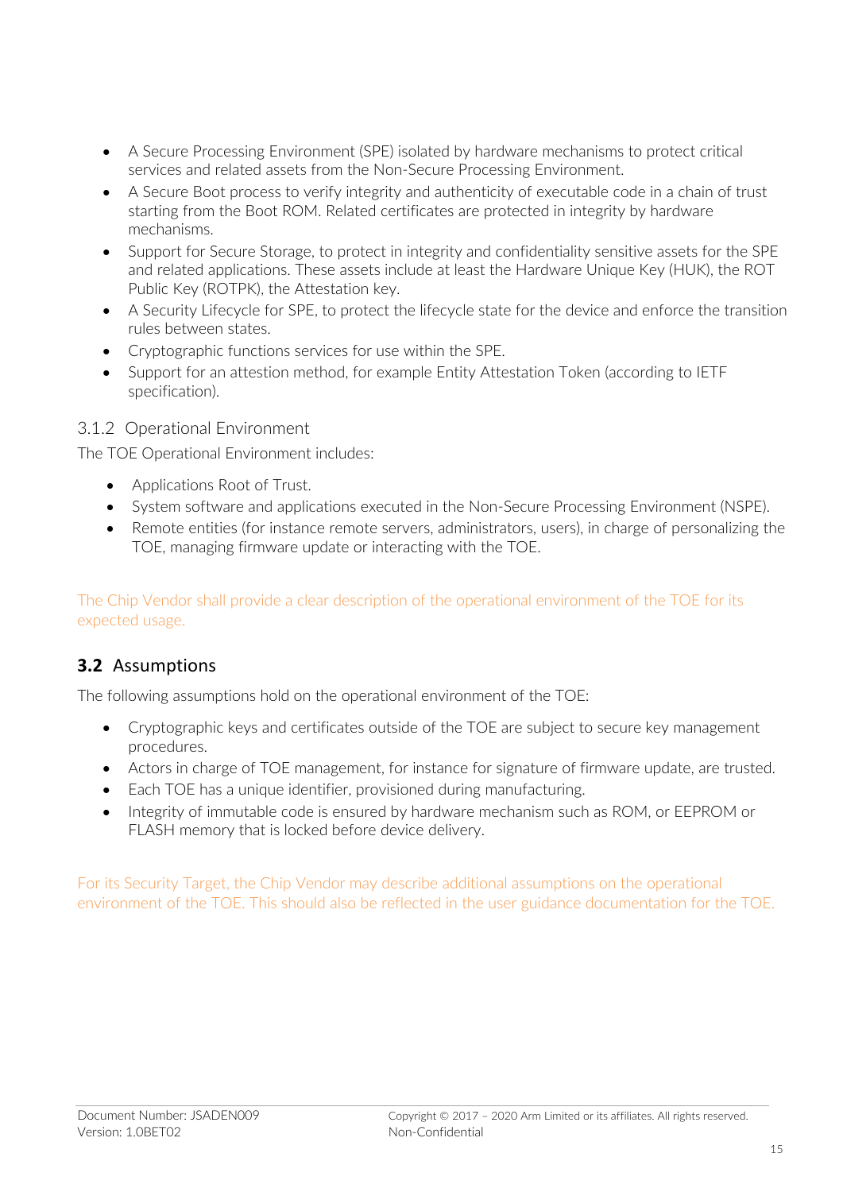- A Secure Processing Environment (SPE) isolated by hardware mechanisms to protect critical services and related assets from the Non-Secure Processing Environment.
- A Secure Boot process to verify integrity and authenticity of executable code in a chain of trust starting from the Boot ROM. Related certificates are protected in integrity by hardware mechanisms.
- Support for Secure Storage, to protect in integrity and confidentiality sensitive assets for the SPE and related applications. These assets include at least the Hardware Unique Key (HUK), the ROT Public Key (ROTPK), the Attestation key.
- A Security Lifecycle for SPE, to protect the lifecycle state for the device and enforce the transition rules between states.
- Cryptographic functions services for use within the SPE.
- Support for an attestion method, for example Entity Attestation Token (according to IETF specification).

### 3.1.2 Operational Environment

The TOE Operational Environment includes:

- Applications Root of Trust.
- System software and applications executed in the Non-Secure Processing Environment (NSPE).
- Remote entities (for instance remote servers, administrators, users), in charge of personalizing the TOE, managing firmware update or interacting with the TOE.

The Chip Vendor shall provide a clear description of the operational environment of the TOE for its expected usage.

## 3.2 Assumptions

The following assumptions hold on the operational environment of the TOE:

- Cryptographic keys and certificates outside of the TOE are subject to secure key management procedures.
- Actors in charge of TOE management, for instance for signature of firmware update, are trusted.
- Each TOE has a unique identifier, provisioned during manufacturing.
- Integrity of immutable code is ensured by hardware mechanism such as ROM, or EEPROM or FLASH memory that is locked before device delivery.

For its Security Target, the Chip Vendor may describe additional assumptions on the operational environment of the TOE. This should also be reflected in the user guidance documentation for the TOE.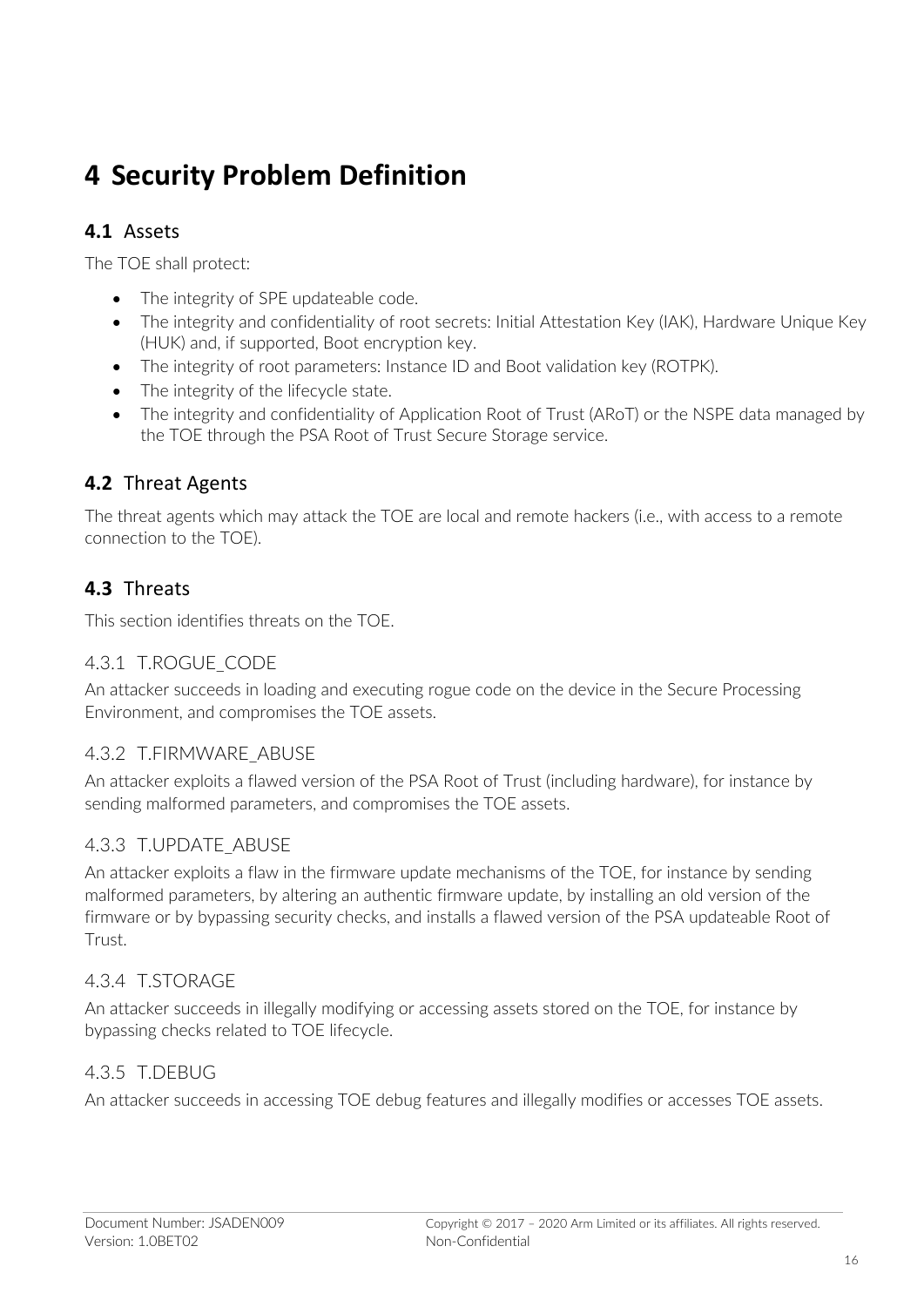# 4 Security Problem Definition

## 4.1 Assets

The TOE shall protect:

- The integrity of SPE updateable code.
- The integrity and confidentiality of root secrets: Initial Attestation Key (IAK), Hardware Unique Key (HUK) and, if supported, Boot encryption key.
- The integrity of root parameters: Instance ID and Boot validation key (ROTPK).
- The integrity of the lifecycle state.
- The integrity and confidentiality of Application Root of Trust (ARoT) or the NSPE data managed by the TOE through the PSA Root of Trust Secure Storage service.

## 4.2 Threat Agents

The threat agents which may attack the TOE are local and remote hackers (i.e., with access to a remote connection to the TOE).

## 4.3 Threats

This section identifies threats on the TOE.

### 4.3.1 T.ROGUE_CODE

An attacker succeeds in loading and executing rogue code on the device in the Secure Processing Environment, and compromises the TOE assets.

### 4.3.2 T.FIRMWARE_ABUSE

An attacker exploits a flawed version of the PSA Root of Trust (including hardware), for instance by sending malformed parameters, and compromises the TOE assets.

### 4.3.3 T.UPDATE_ABUSE

An attacker exploits a flaw in the firmware update mechanisms of the TOE, for instance by sending malformed parameters, by altering an authentic firmware update, by installing an old version of the firmware or by bypassing security checks, and installs a flawed version of the PSA updateable Root of Trust.

### 4.3.4 T.STORAGE

An attacker succeeds in illegally modifying or accessing assets stored on the TOE, for instance by bypassing checks related to TOE lifecycle.

### 4.3.5 T.DEBUG

An attacker succeeds in accessing TOE debug features and illegally modifies or accesses TOE assets.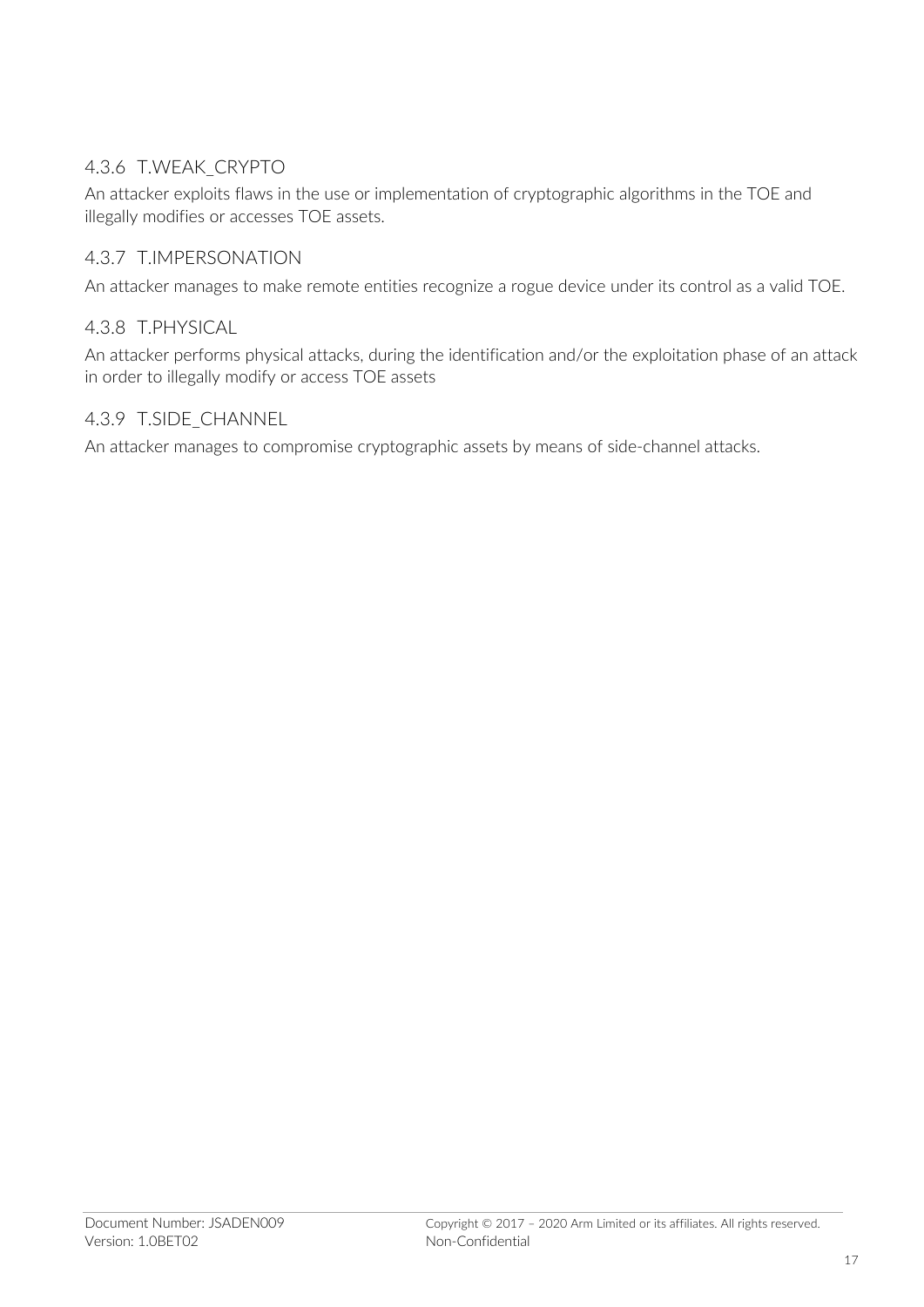### 4.3.6 T.WEAK_CRYPTO

An attacker exploits flaws in the use or implementation of cryptographic algorithms in the TOE and illegally modifies or accesses TOE assets.

### 4.3.7 T.IMPERSONATION

An attacker manages to make remote entities recognize a rogue device under its control as a valid TOE.

### 4.3.8 T.PHYSICAL

An attacker performs physical attacks, during the identification and/or the exploitation phase of an attack in order to illegally modify or access TOE assets

### 4.3.9 T.SIDE_CHANNEL

An attacker manages to compromise cryptographic assets by means of side-channel attacks.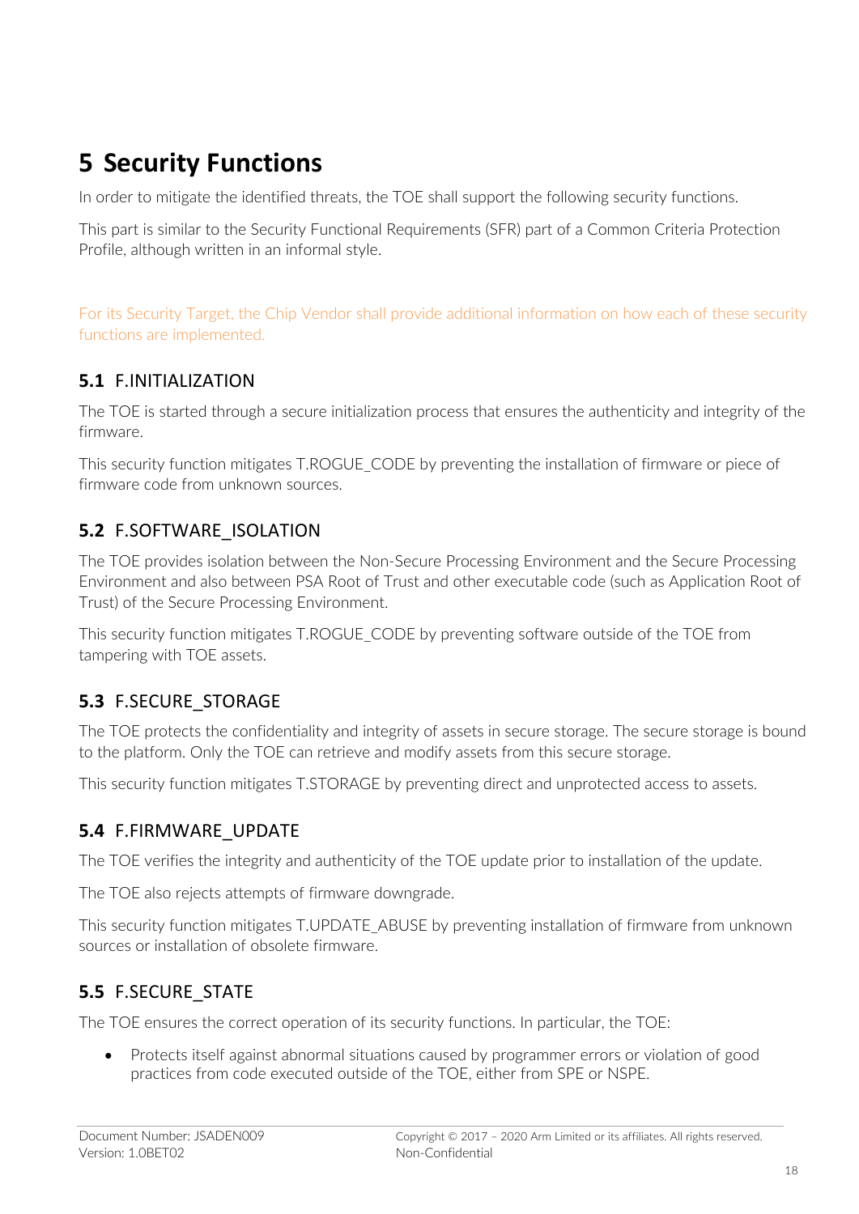# 5 Security Functions

In order to mitigate the identified threats, the TOE shall support the following security functions.

This part is similar to the Security Functional Requirements (SFR) part of a Common Criteria Protection Profile, although written in an informal style.

For its Security Target, the Chip Vendor shall provide additional information on how each of these security functions are implemented.

## 5.1 F.INITIALIZATION

The TOE is started through a secure initialization process that ensures the authenticity and integrity of the firmware.

This security function mitigates T.ROGUE_CODE by preventing the installation of firmware or piece of firmware code from unknown sources.

## 5.2 F.SOFTWARE_ISOLATION

The TOE provides isolation between the Non-Secure Processing Environment and the Secure Processing Environment and also between PSA Root of Trust and other executable code (such as Application Root of Trust) of the Secure Processing Environment.

This security function mitigates T.ROGUE_CODE by preventing software outside of the TOE from tampering with TOE assets.

## 5.3 F.SECURE_STORAGE

The TOE protects the confidentiality and integrity of assets in secure storage. The secure storage is bound to the platform. Only the TOE can retrieve and modify assets from this secure storage.

This security function mitigates T.STORAGE by preventing direct and unprotected access to assets.

## 5.4 F.FIRMWARE_UPDATE

The TOE verifies the integrity and authenticity of the TOE update prior to installation of the update.

The TOE also rejects attempts of firmware downgrade.

This security function mitigates T.UPDATE_ABUSE by preventing installation of firmware from unknown sources or installation of obsolete firmware.

## 5.5 F.SECURE_STATE

The TOE ensures the correct operation of its security functions. In particular, the TOE:

- Protects itself against abnormal situations caused by programmer errors or violation of good practices from code executed outside of the TOE, either from SPE or NSPE.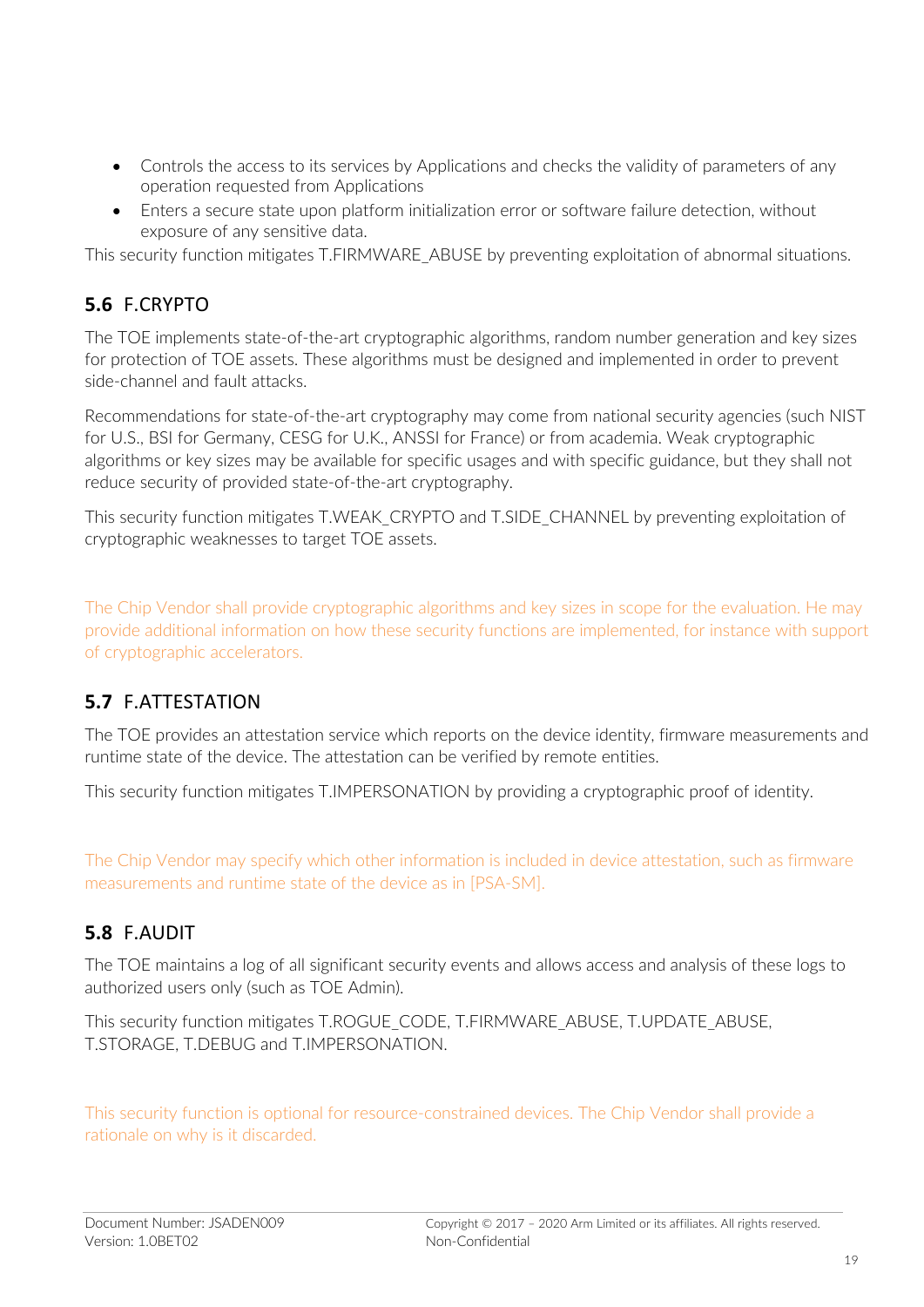- Controls the access to its services by Applications and checks the validity of parameters of any operation requested from Applications
- Enters a secure state upon platform initialization error or software failure detection, without exposure of any sensitive data.

This security function mitigates T.FIRMWARE_ABUSE by preventing exploitation of abnormal situations.

## 5.6 F.CRYPTO

The TOE implements state-of-the-art cryptographic algorithms, random number generation and key sizes for protection of TOE assets. These algorithms must be designed and implemented in order to prevent side-channel and fault attacks.

Recommendations for state-of-the-art cryptography may come from national security agencies (such NIST for U.S., BSI for Germany, CESG for U.K., ANSSI for France) or from academia. Weak cryptographic algorithms or key sizes may be available for specific usages and with specific guidance, but they shall not reduce security of provided state-of-the-art cryptography.

This security function mitigates T.WEAK_CRYPTO and T.SIDE_CHANNEL by preventing exploitation of cryptographic weaknesses to target TOE assets.

The Chip Vendor shall provide cryptographic algorithms and key sizes in scope for the evaluation. He may provide additional information on how these security functions are implemented, for instance with support of cryptographic accelerators.

## 5.7 F.ATTESTATION

The TOE provides an attestation service which reports on the device identity, firmware measurements and runtime state of the device. The attestation can be verified by remote entities.

This security function mitigates T.IMPERSONATION by providing a cryptographic proof of identity.

The Chip Vendor may specify which other information is included in device attestation, such as firmware measurements and runtime state of the device as in [PSA-SM].

## 5.8 F.AUDIT

The TOE maintains a log of all significant security events and allows access and analysis of these logs to authorized users only (such as TOE Admin).

This security function mitigates T.ROGUE_CODE, T.FIRMWARE_ABUSE, T.UPDATE_ABUSE, T.STORAGE, T.DEBUG and T.IMPERSONATION.

This security function is optional for resource-constrained devices. The Chip Vendor shall provide a rationale on why is it discarded.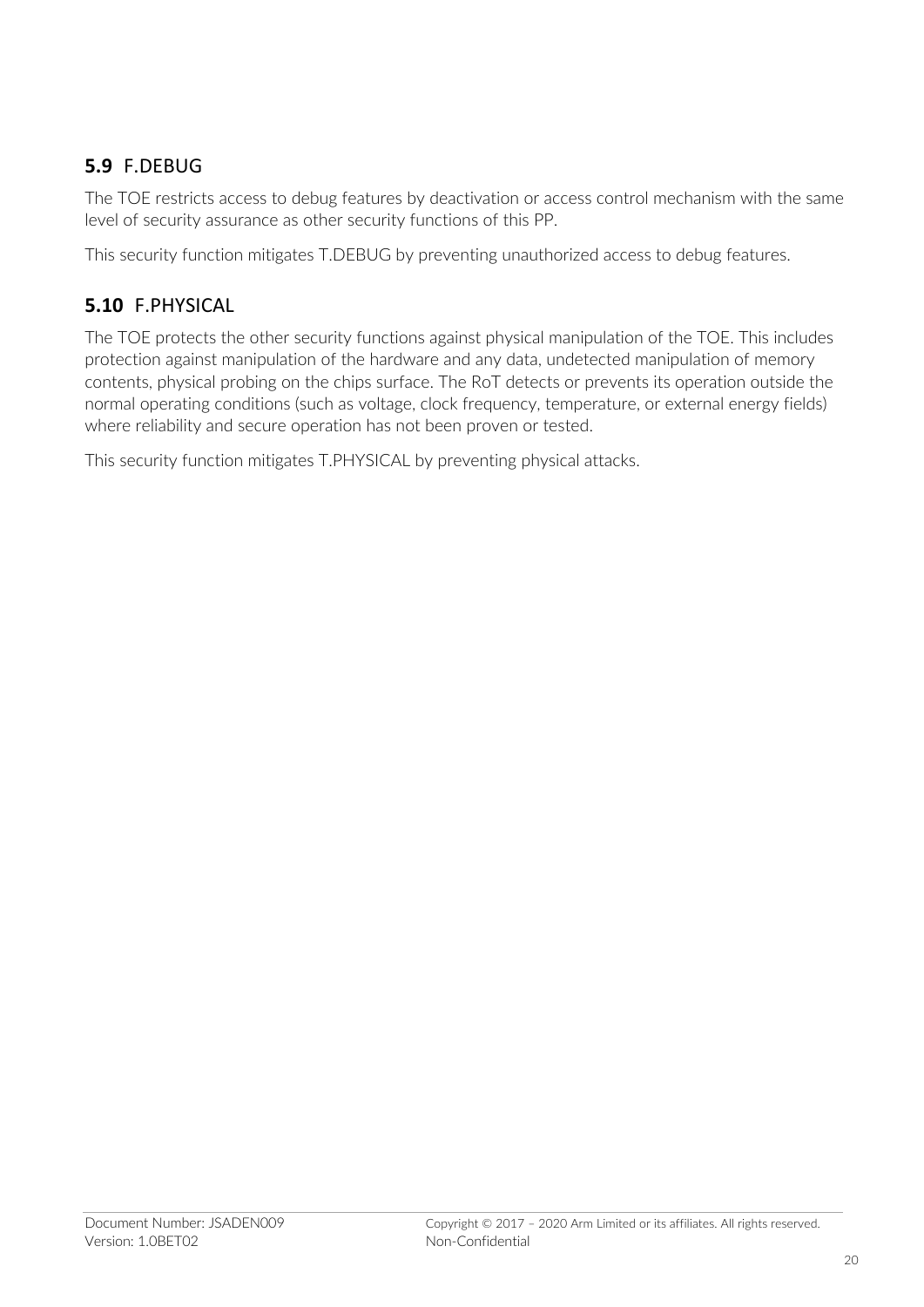## 5.9 F.DEBUG

The TOE restricts access to debug features by deactivation or access control mechanism with the same level of security assurance as other security functions of this PP.

This security function mitigates T.DEBUG by preventing unauthorized access to debug features.

## 5.10 F.PHYSICAL

The TOE protects the other security functions against physical manipulation of the TOE. This includes protection against manipulation of the hardware and any data, undetected manipulation of memory contents, physical probing on the chips surface. The RoT detects or prevents its operation outside the normal operating conditions (such as voltage, clock frequency, temperature, or external energy fields) where reliability and secure operation has not been proven or tested.

This security function mitigates T.PHYSICAL by preventing physical attacks.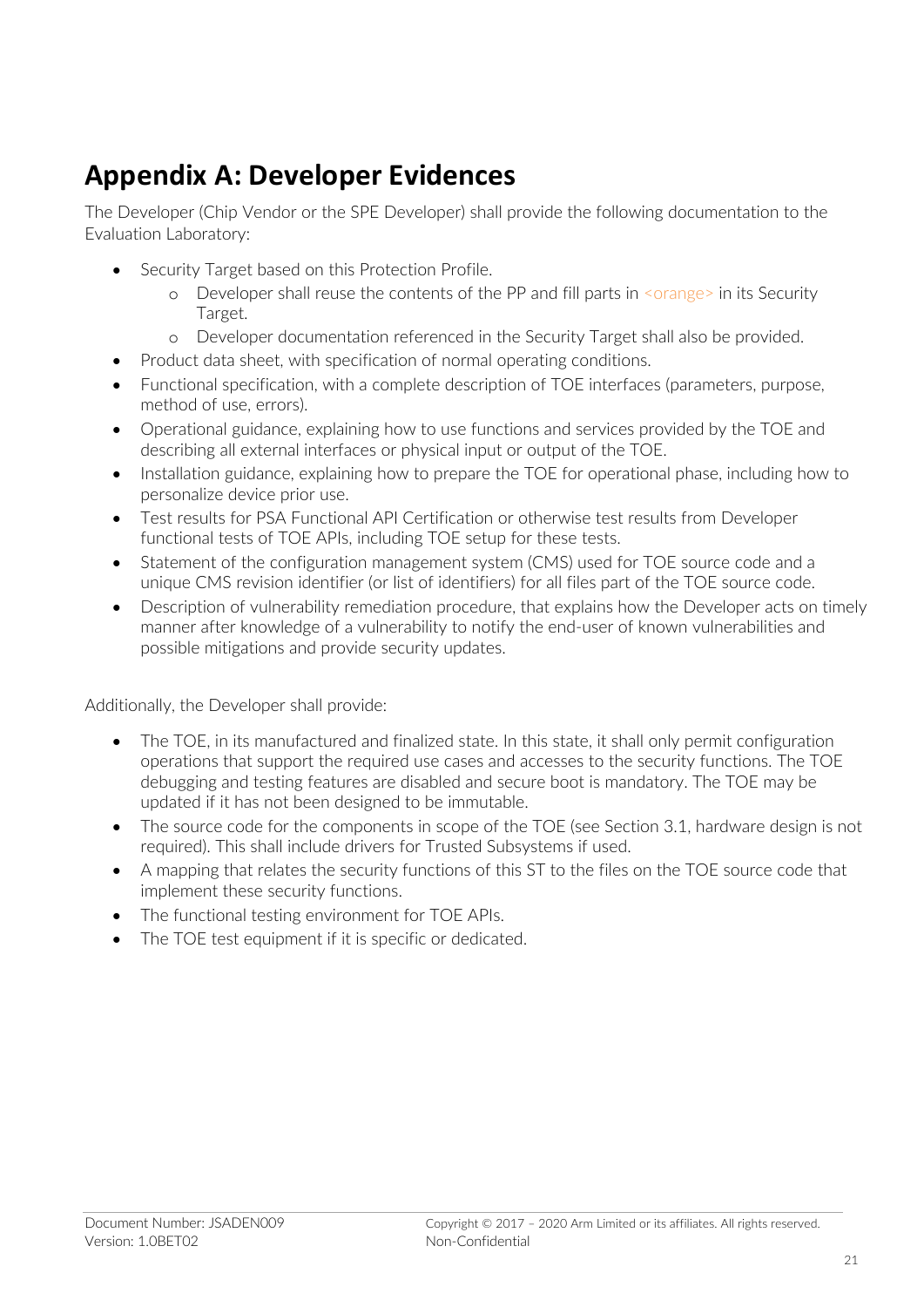# Appendix A: Developer Evidences

The Developer (Chip Vendor or the SPE Developer) shall provide the following documentation to the Evaluation Laboratory:

- Security Target based on this Protection Profile.
  - Developer shall reuse the contents of the PP and fill parts in <orange> in its Security Target.
  - Developer documentation referenced in the Security Target shall also be provided.
- Product data sheet, with specification of normal operating conditions.
- Functional specification, with a complete description of TOE interfaces (parameters, purpose, method of use, errors).
- Operational guidance, explaining how to use functions and services provided by the TOE and describing all external interfaces or physical input or output of the TOE.
- Installation guidance, explaining how to prepare the TOE for operational phase, including how to personalize device prior use.
- Test results for PSA Functional API Certification or otherwise test results from Developer functional tests of TOE APIs, including TOE setup for these tests.
- Statement of the configuration management system (CMS) used for TOE source code and a unique CMS revision identifier (or list of identifiers) for all files part of the TOE source code.
- Description of vulnerability remediation procedure, that explains how the Developer acts on timely manner after knowledge of a vulnerability to notify the end-user of known vulnerabilities and possible mitigations and provide security updates.

Additionally, the Developer shall provide:

- The TOE, in its manufactured and finalized state. In this state, it shall only permit configuration operations that support the required use cases and accesses to the security functions. The TOE debugging and testing features are disabled and secure boot is mandatory. The TOE may be updated if it has not been designed to be immutable.
- The source code for the components in scope of the TOE (see Section 3.1, hardware design is not required). This shall include drivers for Trusted Subsystems if used.
- A mapping that relates the security functions of this ST to the files on the TOE source code that implement these security functions.
- The functional testing environment for TOE APIs.
- The TOE test equipment if it is specific or dedicated.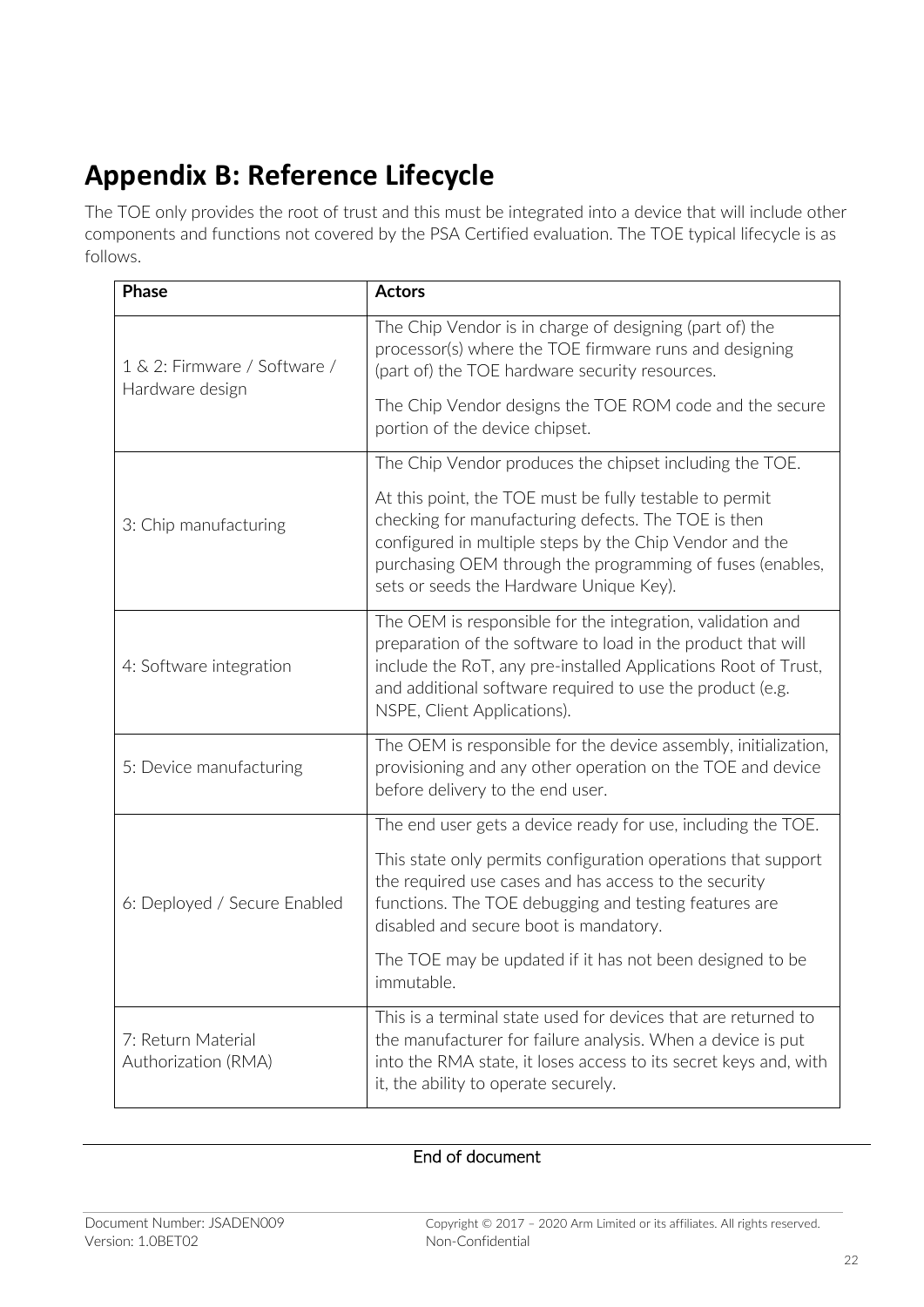# Appendix B: Reference Lifecycle

The TOE only provides the root of trust and this must be integrated into a device that will include other components and functions not covered by the PSA Certified evaluation. The TOE typical lifecycle is as follows.

| Phase | Actors |
|---|---|
| 1 & 2: Firmware / Software / Hardware design | The Chip Vendor is in charge of designing (part of) the processor(s) where the TOE firmware runs and designing (part of) the TOE hardware security resources.<br><br>The Chip Vendor designs the TOE ROM code and the secure portion of the device chipset. |
| 3: Chip manufacturing | The Chip Vendor produces the chipset including the TOE.<br><br>At this point, the TOE must be fully testable to permit checking for manufacturing defects. The TOE is then configured in multiple steps by the Chip Vendor and the purchasing OEM through the programming of fuses (enables, sets or seeds the Hardware Unique Key). |
| 4: Software integration | The OEM is responsible for the integration, validation and preparation of the software to load in the product that will include the RoT, any pre-installed Applications Root of Trust, and additional software required to use the product (e.g. NSPE, Client Applications). |
| 5: Device manufacturing | The OEM is responsible for the device assembly, initialization, provisioning and any other operation on the TOE and device before delivery to the end user. |
| 6: Deployed / Secure Enabled | The end user gets a device ready for use, including the TOE.<br><br>This state only permits configuration operations that support the required use cases and has access to the security functions. The TOE debugging and testing features are disabled and secure boot is mandatory.<br><br>The TOE may be updated if it has not been designed to be immutable. |
| 7: Return Material Authorization (RMA) | This is a terminal state used for devices that are returned to the manufacturer for failure analysis. When a device is put into the RMA state, it loses access to its secret keys and, with it, the ability to operate securely. |

End of document